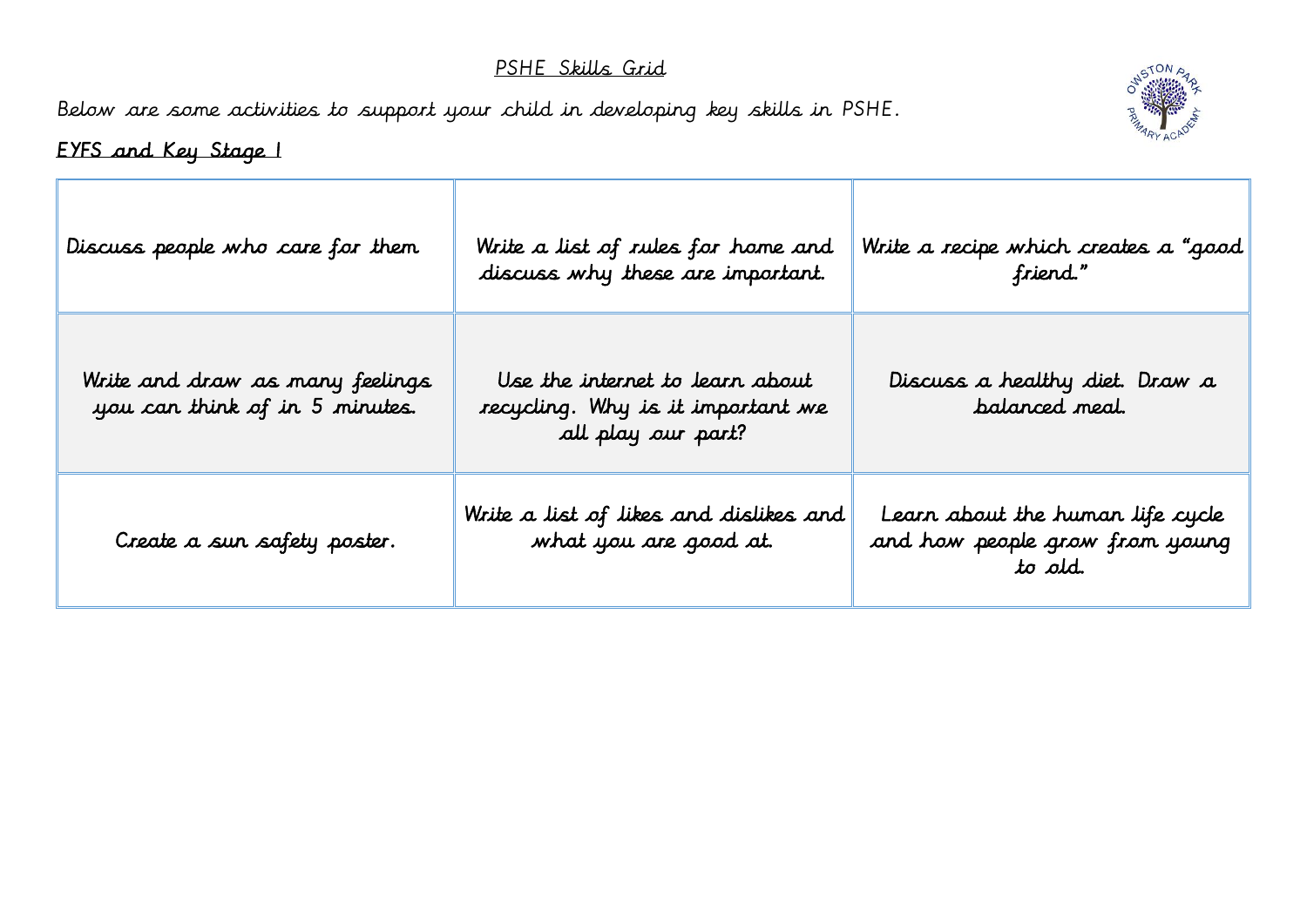# PSHE Skills Grid

Below are some activities to support your child in developing key skills in PSHE.

## EYFS and Key Stage 1

| | | |
|---|---|---|
| Discuss people who care for them | Write a list of rules for home and discuss why these are important. | Write a recipe which creates a "good friend." |
| Write and draw as many feelings you can think of in 5 minutes. | Use the internet to learn about recycling. Why is it important we all play our part? | Discuss a healthy diet. Draw a balanced meal. |
| Create a sun safety poster. | Write a list of likes and dislikes and what you are good at. | Learn about the human life cycle and how people grow from young to old. |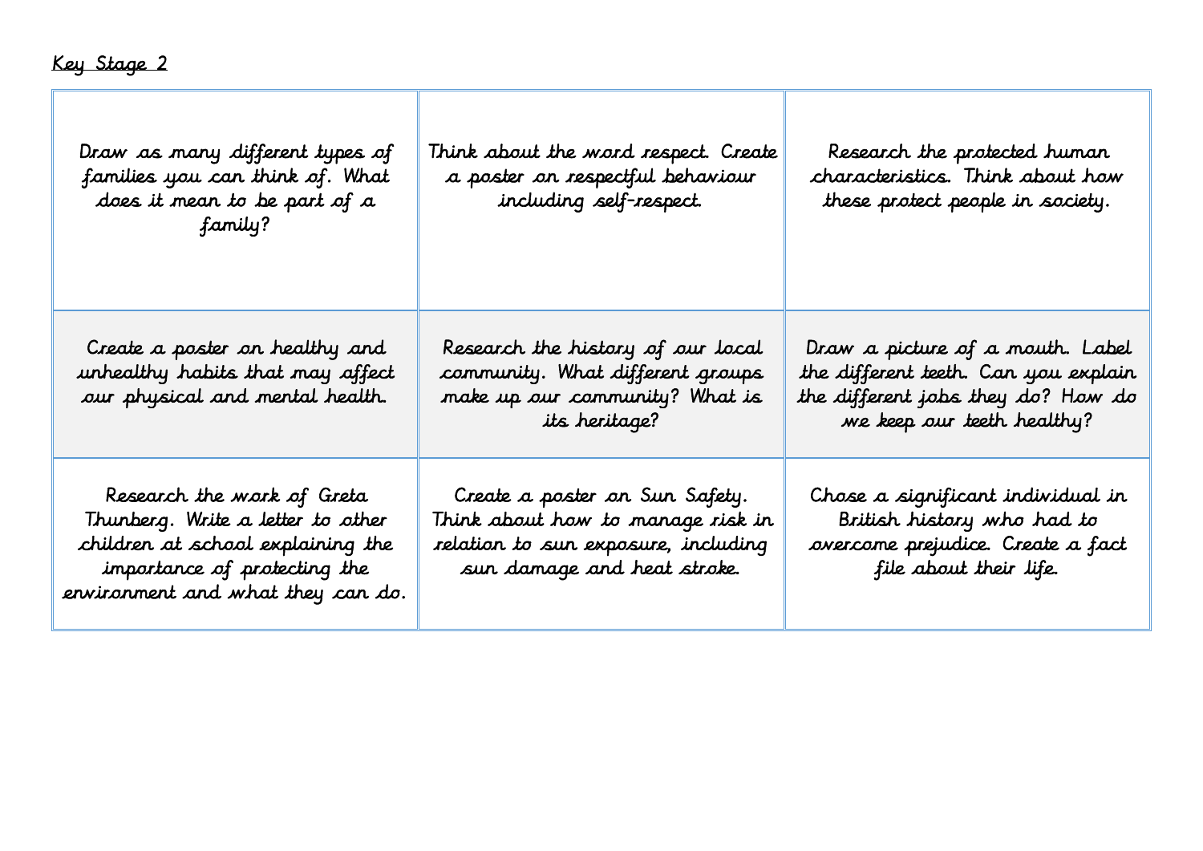Key Stage 2

| | | |
|---|---|---|
| Draw as many different types of families you can think of. What does it mean to be part of a family? | Think about the word respect. Create a poster on respectful behaviour including self-respect. | Research the protected human characteristics. Think about how these protect people in society. |
| Create a poster on healthy and unhealthy habits that may affect our physical and mental health. | Research the history of our local community. What different groups make up our community? What is its heritage? | Draw a picture of a mouth. Label the different teeth. Can you explain the different jobs they do? How do we keep our teeth healthy? |
| Research the work of Greta Thunberg. Write a letter to other children at school explaining the importance of protecting the environment and what they can do. | Create a poster on Sun Safety. Think about how to manage risk in relation to sun exposure, including sun damage and heat stroke. | Chose a significant individual in British history who had to overcome prejudice. Create a fact file about their life. |